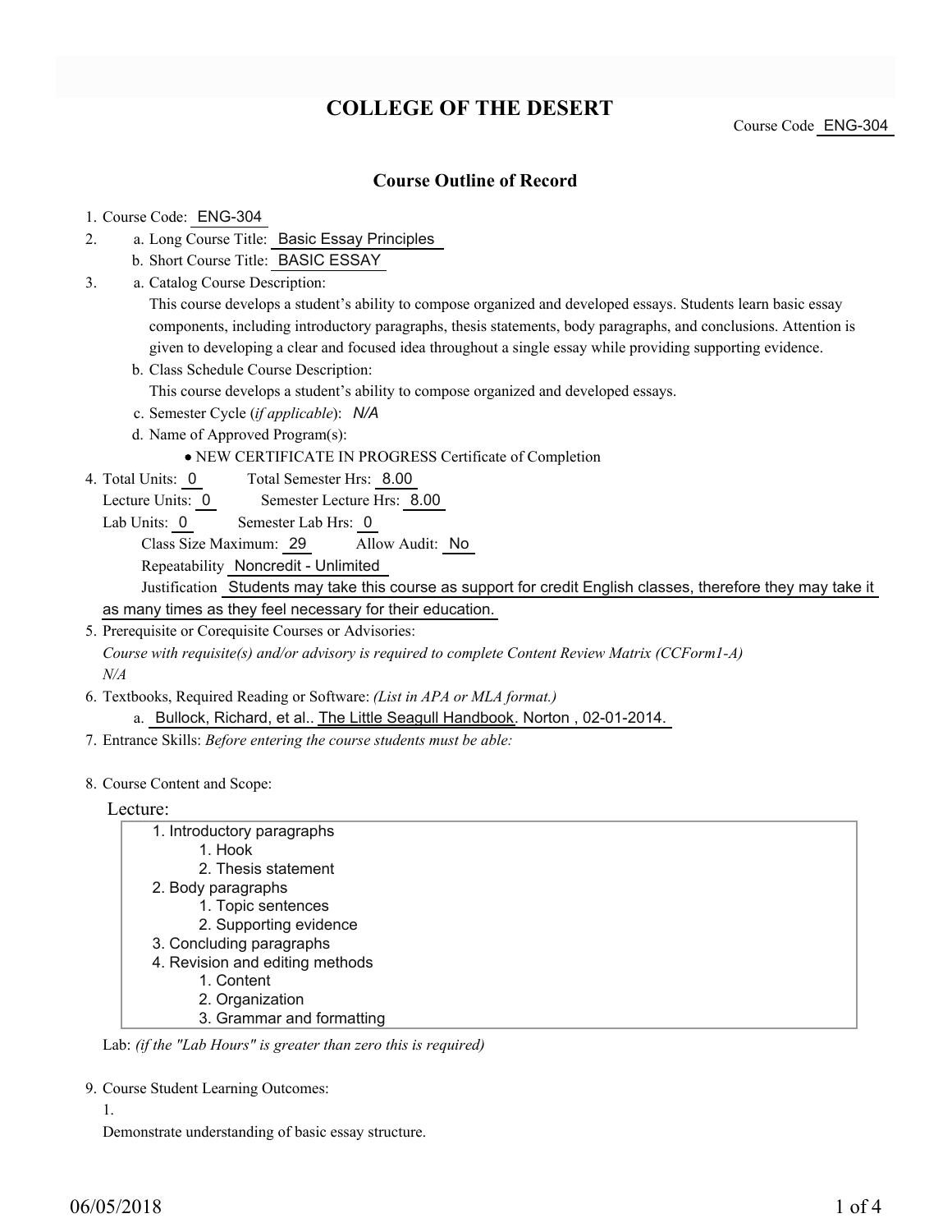# COLLEGE OF THE DESERT

Course Code ENG-304

## Course Outline of Record

1. Course Code: ENG-304
2. a. Long Course Title: Basic Essay Principles
   b. Short Course Title: BASIC ESSAY
3. a. Catalog Course Description:
   This course develops a student's ability to compose organized and developed essays. Students learn basic essay components, including introductory paragraphs, thesis statements, body paragraphs, and conclusions. Attention is given to developing a clear and focused idea throughout a single essay while providing supporting evidence.
   b. Class Schedule Course Description:
   This course develops a student's ability to compose organized and developed essays.
   c. Semester Cycle (*if applicable*): *N/A*
   d. Name of Approved Program(s):
   - NEW CERTIFICATE IN PROGRESS Certificate of Completion
4. Total Units: 0 Total Semester Hrs: 8.00
   Lecture Units: 0 Semester Lecture Hrs: 8.00
   Lab Units: 0 Semester Lab Hrs: 0
   Class Size Maximum: 29 Allow Audit: No
   Repeatability Noncredit - Unlimited
   Justification Students may take this course as support for credit English classes, therefore they may take it as many times as they feel necessary for their education.
5. Prerequisite or Corequisite Courses or Advisories:
   *Course with requisite(s) and/or advisory is required to complete Content Review Matrix (CCForm1-A)*
   *N/A*
6. Textbooks, Required Reading or Software: *(List in APA or MLA format.)*
   a. Bullock, Richard, et al.. The Little Seagull Handbook. Norton , 02-01-2014.
7. Entrance Skills: *Before entering the course students must be able:*
8. Course Content and Scope:

Lecture:

1. Introductory paragraphs
   1. Hook
   2. Thesis statement
2. Body paragraphs
   1. Topic sentences
   2. Supporting evidence
3. Concluding paragraphs
4. Revision and editing methods
   1. Content
   2. Organization
   3. Grammar and formatting

Lab: *(if the "Lab Hours" is greater than zero this is required)*

9. Course Student Learning Outcomes:

1.

Demonstrate understanding of basic essay structure.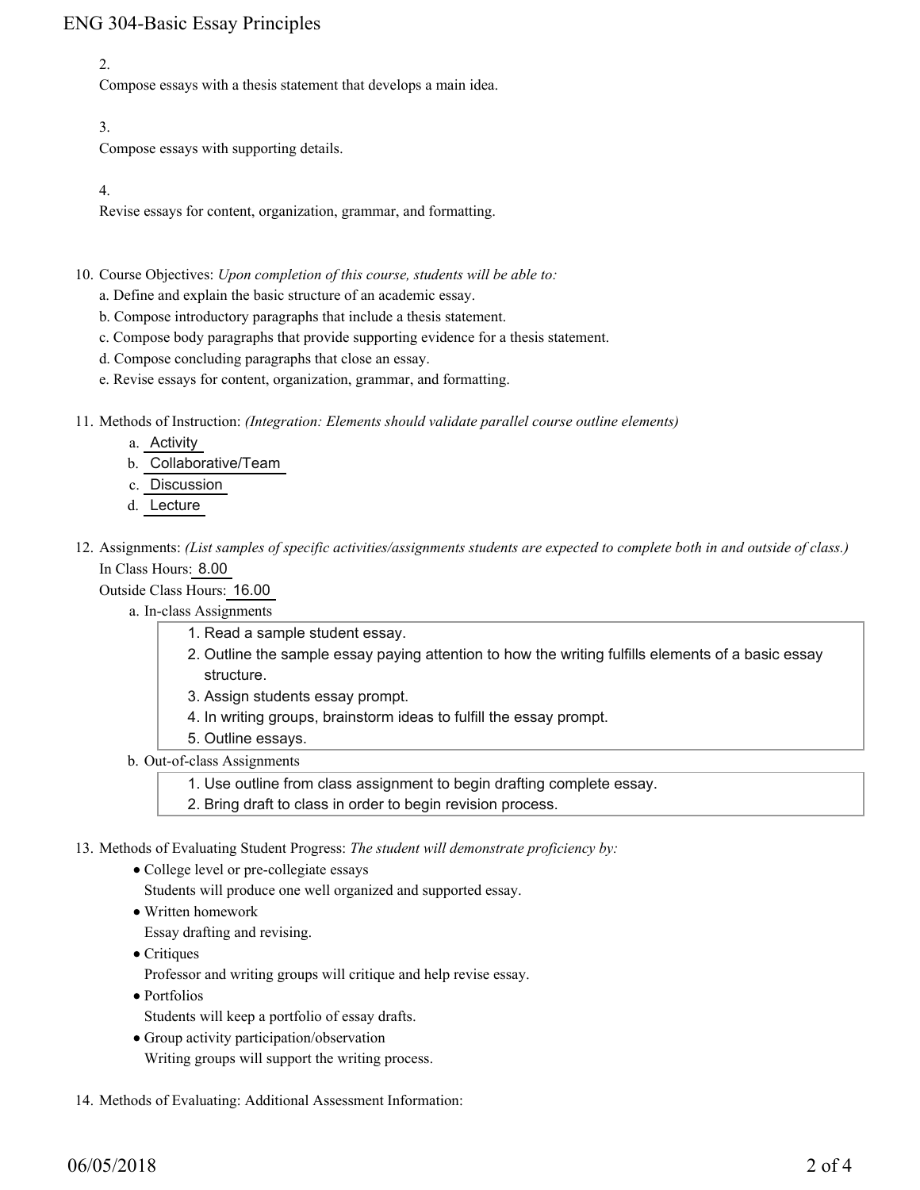2.
Compose essays with a thesis statement that develops a main idea.

3.
Compose essays with supporting details.

4.
Revise essays for content, organization, grammar, and formatting.

10. Course Objectives: *Upon completion of this course, students will be able to:*
    a. Define and explain the basic structure of an academic essay.
    b. Compose introductory paragraphs that include a thesis statement.
    c. Compose body paragraphs that provide supporting evidence for a thesis statement.
    d. Compose concluding paragraphs that close an essay.
    e. Revise essays for content, organization, grammar, and formatting.

11. Methods of Instruction: *(Integration: Elements should validate parallel course outline elements)*
    a. Activity
    b. Collaborative/Team
    c. Discussion
    d. Lecture

12. Assignments: *(List samples of specific activities/assignments students are expected to complete both in and outside of class.)*
    In Class Hours: 8.00
    Outside Class Hours: 16.00
    a. In-class Assignments
        1. Read a sample student essay.
        2. Outline the sample essay paying attention to how the writing fulfills elements of a basic essay structure.
        3. Assign students essay prompt.
        4. In writing groups, brainstorm ideas to fulfill the essay prompt.
        5. Outline essays.
    b. Out-of-class Assignments
        1. Use outline from class assignment to begin drafting complete essay.
        2. Bring draft to class in order to begin revision process.

13. Methods of Evaluating Student Progress: *The student will demonstrate proficiency by:*
    - College level or pre-collegiate essays
      Students will produce one well organized and supported essay.
    - Written homework
      Essay drafting and revising.
    - Critiques
      Professor and writing groups will critique and help revise essay.
    - Portfolios
      Students will keep a portfolio of essay drafts.
    - Group activity participation/observation
      Writing groups will support the writing process.

14. Methods of Evaluating: Additional Assessment Information: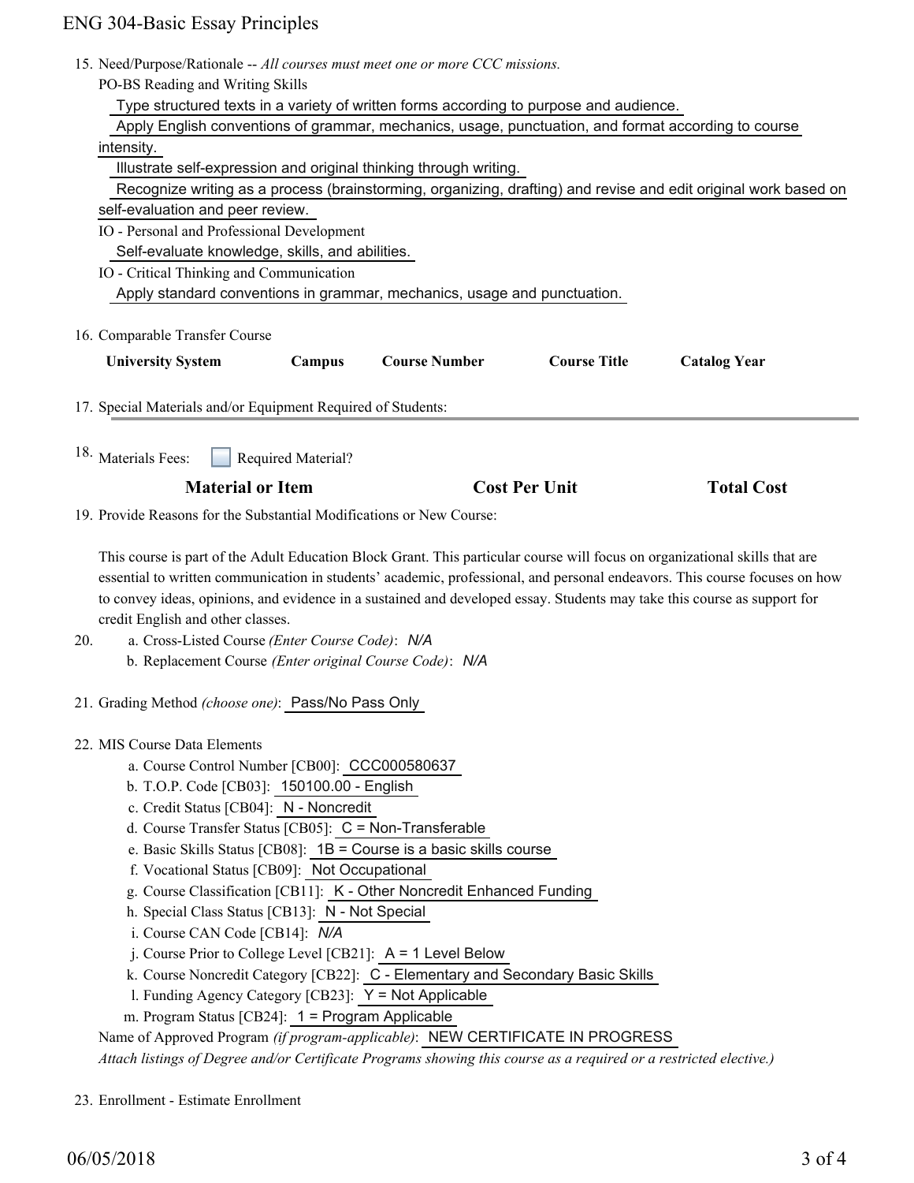15. Need/Purpose/Rationale -- *All courses must meet one or more CCC missions.*

    PO-BS Reading and Writing Skills

    Type structured texts in a variety of written forms according to purpose and audience.

    Apply English conventions of grammar, mechanics, usage, punctuation, and format according to course intensity.

    Illustrate self-expression and original thinking through writing.

    Recognize writing as a process (brainstorming, organizing, drafting) and revise and edit original work based on self-evaluation and peer review.

    IO - Personal and Professional Development

    Self-evaluate knowledge, skills, and abilities.

    IO - Critical Thinking and Communication

    Apply standard conventions in grammar, mechanics, usage and punctuation.

16. Comparable Transfer Course

| University System | Campus | Course Number | Course Title | Catalog Year |
|---|---|---|---|---|

17. Special Materials and/or Equipment Required of Students:

18. Materials Fees: ☐ Required Material?

| Material or Item | Cost Per Unit | Total Cost |
|---|---|---|

19. Provide Reasons for the Substantial Modifications or New Course:

    This course is part of the Adult Education Block Grant. This particular course will focus on organizational skills that are essential to written communication in students' academic, professional, and personal endeavors. This course focuses on how to convey ideas, opinions, and evidence in a sustained and developed essay. Students may take this course as support for credit English and other classes.

20. a. Cross-Listed Course *(Enter Course Code)*: *N/A*

    b. Replacement Course *(Enter original Course Code)*: *N/A*

21. Grading Method *(choose one)*: Pass/No Pass Only

22. MIS Course Data Elements

    a. Course Control Number [CB00]: CCC000580637

    b. T.O.P. Code [CB03]: 150100.00 - English

    c. Credit Status [CB04]: N - Noncredit

    d. Course Transfer Status [CB05]: C = Non-Transferable

    e. Basic Skills Status [CB08]: 1B = Course is a basic skills course

    f. Vocational Status [CB09]: Not Occupational

    g. Course Classification [CB11]: K - Other Noncredit Enhanced Funding

    h. Special Class Status [CB13]: N - Not Special

    i. Course CAN Code [CB14]: *N/A*

    j. Course Prior to College Level [CB21]: A = 1 Level Below

    k. Course Noncredit Category [CB22]: C - Elementary and Secondary Basic Skills

    l. Funding Agency Category [CB23]: Y = Not Applicable

    m. Program Status [CB24]: 1 = Program Applicable

    Name of Approved Program *(if program-applicable)*: NEW CERTIFICATE IN PROGRESS

    *Attach listings of Degree and/or Certificate Programs showing this course as a required or a restricted elective.)*

23. Enrollment - Estimate Enrollment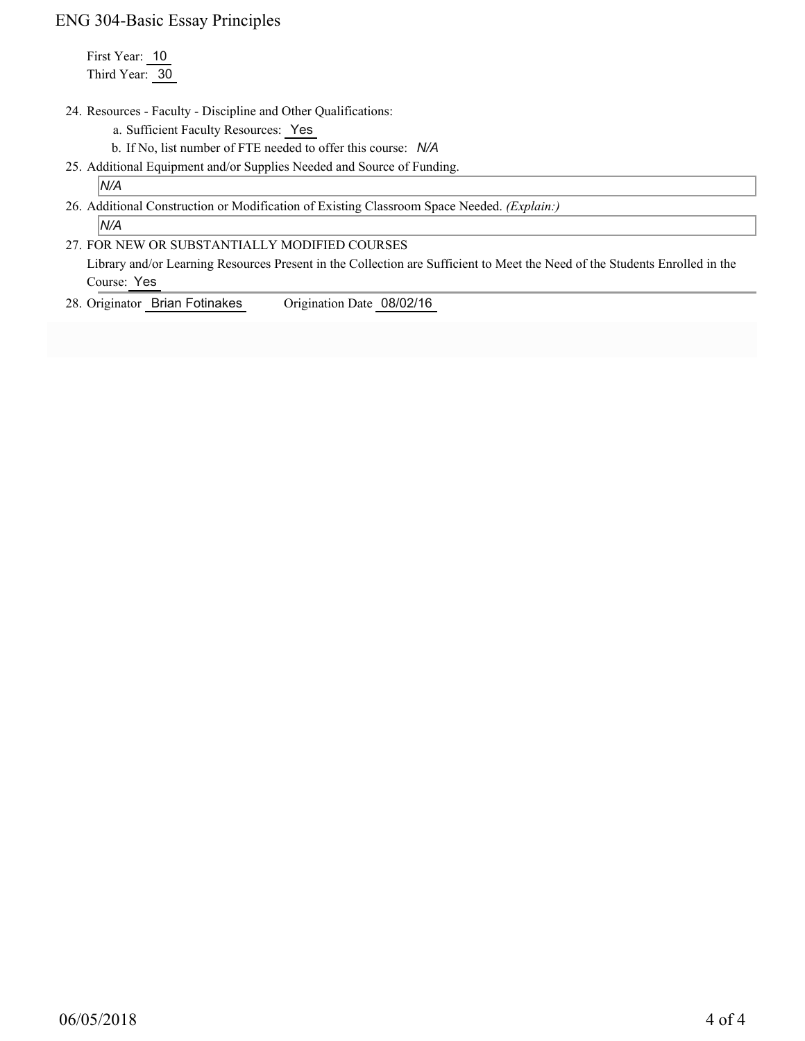First Year: 10
Third Year: 30

24. Resources - Faculty - Discipline and Other Qualifications:
    a. Sufficient Faculty Resources: Yes
    b. If No, list number of FTE needed to offer this course: *N/A*
25. Additional Equipment and/or Supplies Needed and Source of Funding.
    *N/A*
26. Additional Construction or Modification of Existing Classroom Space Needed. *(Explain:)*
    *N/A*
27. FOR NEW OR SUBSTANTIALLY MODIFIED COURSES
    Library and/or Learning Resources Present in the Collection are Sufficient to Meet the Need of the Students Enrolled in the Course: Yes
28. Originator Brian Fotinakes    Origination Date 08/02/16